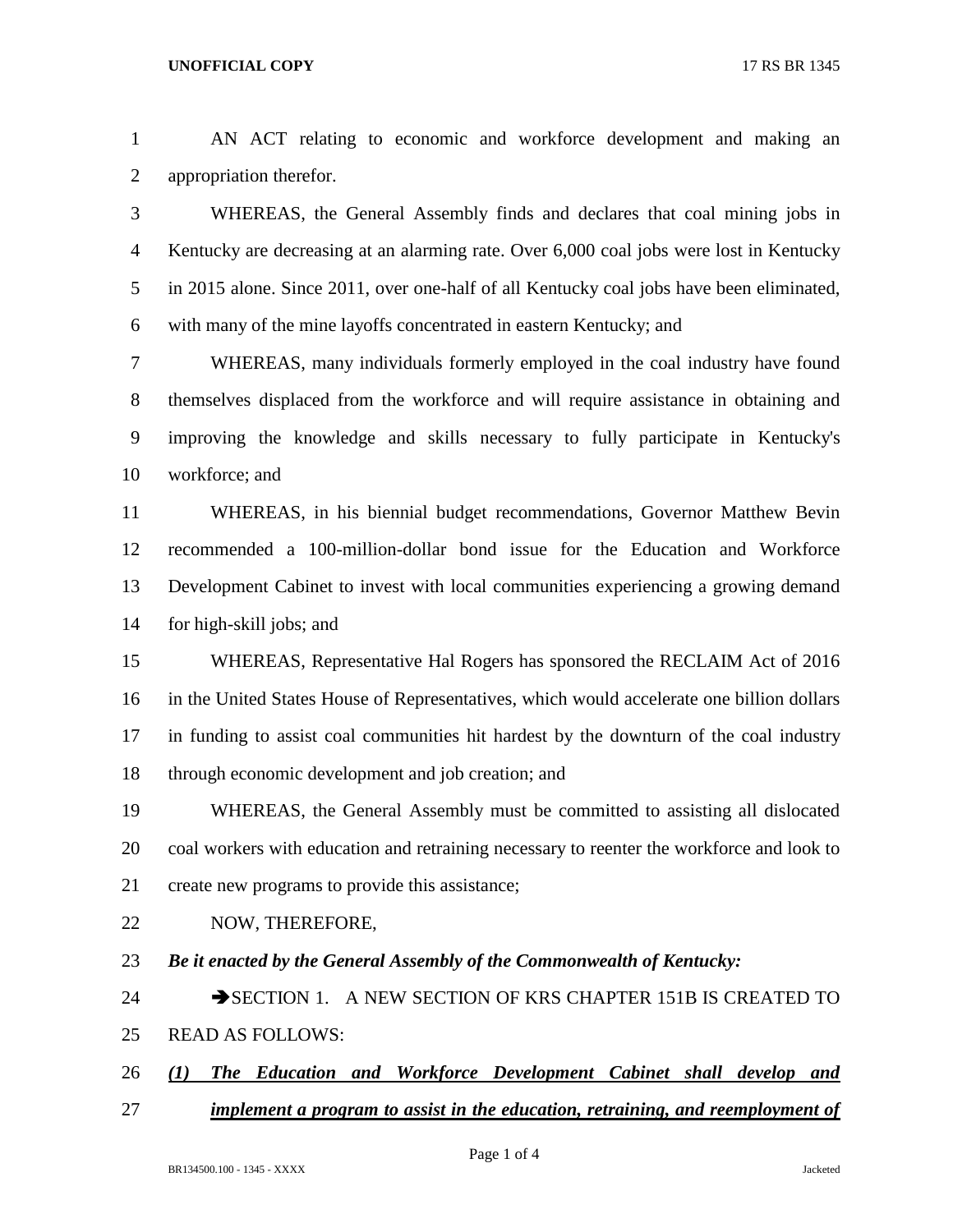AN ACT relating to economic and workforce development and making an appropriation therefor.

WHEREAS, the General Assembly finds and declares that coal mining jobs in Kentucky are decreasing at an alarming rate. Over 6,000 coal jobs were lost in Kentucky in 2015 alone. Since 2011, over one-half of all Kentucky coal jobs have been eliminated, with many of the mine layoffs concentrated in eastern Kentucky; and

WHEREAS, many individuals formerly employed in the coal industry have found themselves displaced from the workforce and will require assistance in obtaining and improving the knowledge and skills necessary to fully participate in Kentucky's workforce; and

WHEREAS, in his biennial budget recommendations, Governor Matthew Bevin recommended a 100-million-dollar bond issue for the Education and Workforce Development Cabinet to invest with local communities experiencing a growing demand for high-skill jobs; and

WHEREAS, Representative Hal Rogers has sponsored the RECLAIM Act of 2016 in the United States House of Representatives, which would accelerate one billion dollars in funding to assist coal communities hit hardest by the downturn of the coal industry through economic development and job creation; and

WHEREAS, the General Assembly must be committed to assisting all dislocated coal workers with education and retraining necessary to reenter the workforce and look to create new programs to provide this assistance;

NOW, THEREFORE,

***Be it enacted by the General Assembly of the Commonwealth of Kentucky:***

→SECTION 1. A NEW SECTION OF KRS CHAPTER 151B IS CREATED TO READ AS FOLLOWS:

***(1) The Education and Workforce Development Cabinet shall develop and implement a program to assist in the education, retraining, and reemployment of***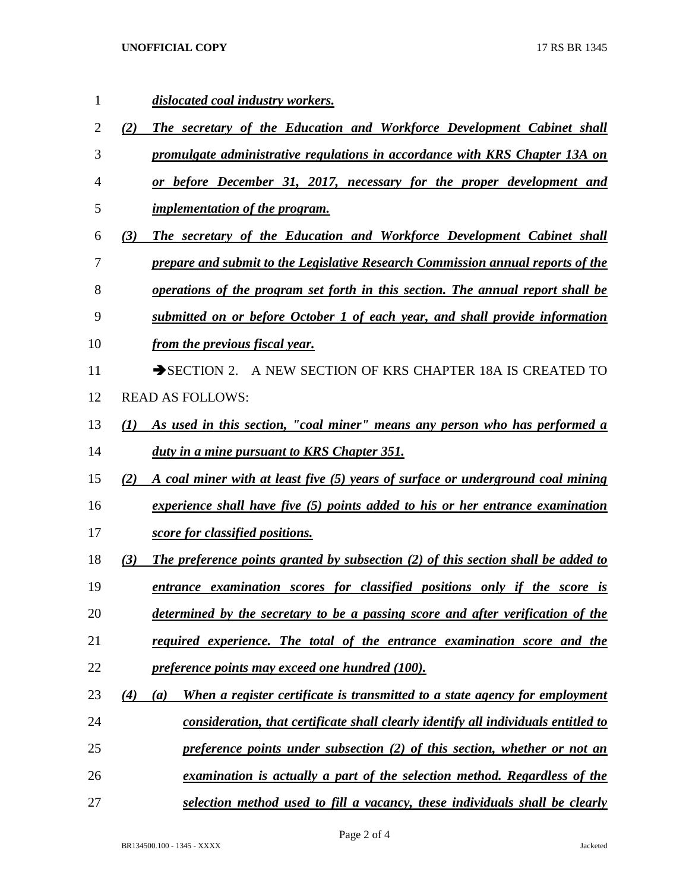***dislocated coal industry workers.***

***(2) The secretary of the Education and Workforce Development Cabinet shall promulgate administrative regulations in accordance with KRS Chapter 13A on or before December 31, 2017, necessary for the proper development and implementation of the program.***

***(3) The secretary of the Education and Workforce Development Cabinet shall prepare and submit to the Legislative Research Commission annual reports of the operations of the program set forth in this section. The annual report shall be submitted on or before October 1 of each year, and shall provide information from the previous fiscal year.***

➔SECTION 2. A NEW SECTION OF KRS CHAPTER 18A IS CREATED TO READ AS FOLLOWS:

***(1) As used in this section, "coal miner" means any person who has performed a duty in a mine pursuant to KRS Chapter 351.***

***(2) A coal miner with at least five (5) years of surface or underground coal mining experience shall have five (5) points added to his or her entrance examination score for classified positions.***

***(3) The preference points granted by subsection (2) of this section shall be added to entrance examination scores for classified positions only if the score is determined by the secretary to be a passing score and after verification of the required experience. The total of the entrance examination score and the preference points may exceed one hundred (100).***

***(4) (a) When a register certificate is transmitted to a state agency for employment consideration, that certificate shall clearly identify all individuals entitled to preference points under subsection (2) of this section, whether or not an examination is actually a part of the selection method. Regardless of the selection method used to fill a vacancy, these individuals shall be clearly***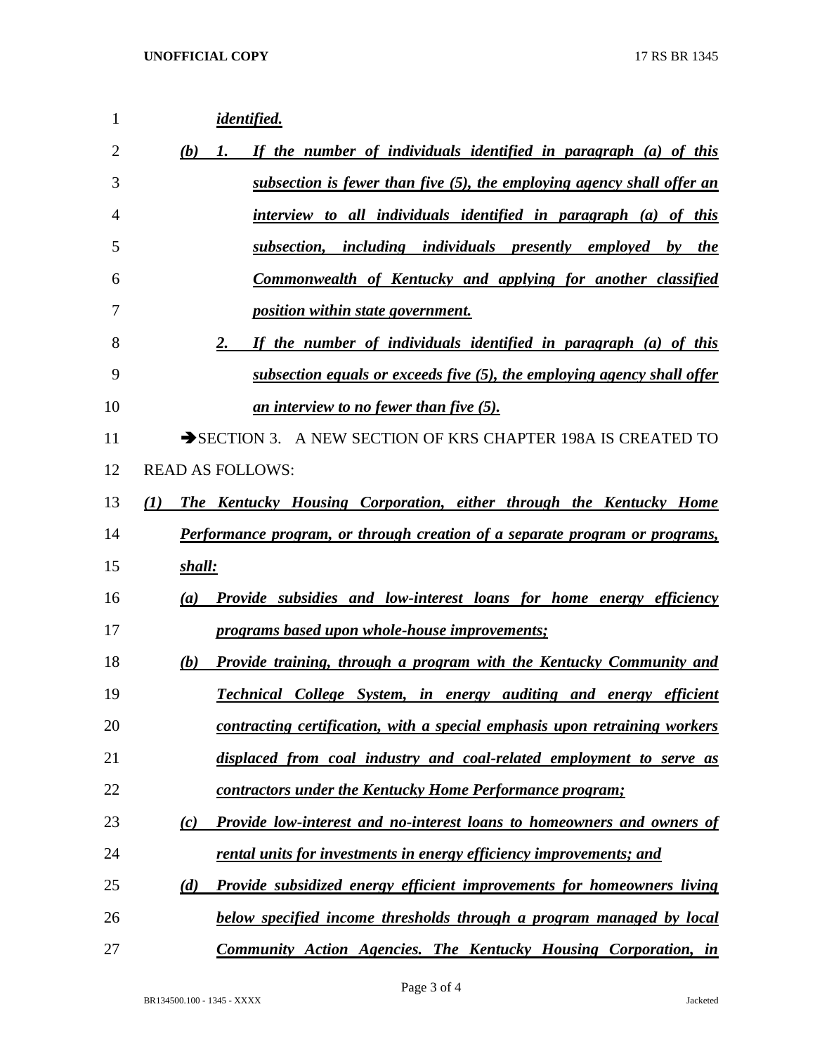*identified.*

*(b) 1. If the number of individuals identified in paragraph (a) of this subsection is fewer than five (5), the employing agency shall offer an interview to all individuals identified in paragraph (a) of this subsection, including individuals presently employed by the Commonwealth of Kentucky and applying for another classified position within state government.*

*2. If the number of individuals identified in paragraph (a) of this subsection equals or exceeds five (5), the employing agency shall offer an interview to no fewer than five (5).*

➔SECTION 3. A NEW SECTION OF KRS CHAPTER 198A IS CREATED TO READ AS FOLLOWS:

*(1) The Kentucky Housing Corporation, either through the Kentucky Home Performance program, or through creation of a separate program or programs, shall:*

*(a) Provide subsidies and low-interest loans for home energy efficiency programs based upon whole-house improvements;*

*(b) Provide training, through a program with the Kentucky Community and Technical College System, in energy auditing and energy efficient contracting certification, with a special emphasis upon retraining workers displaced from coal industry and coal-related employment to serve as contractors under the Kentucky Home Performance program;*

*(c) Provide low-interest and no-interest loans to homeowners and owners of rental units for investments in energy efficiency improvements; and*

*(d) Provide subsidized energy efficient improvements for homeowners living below specified income thresholds through a program managed by local Community Action Agencies. The Kentucky Housing Corporation, in*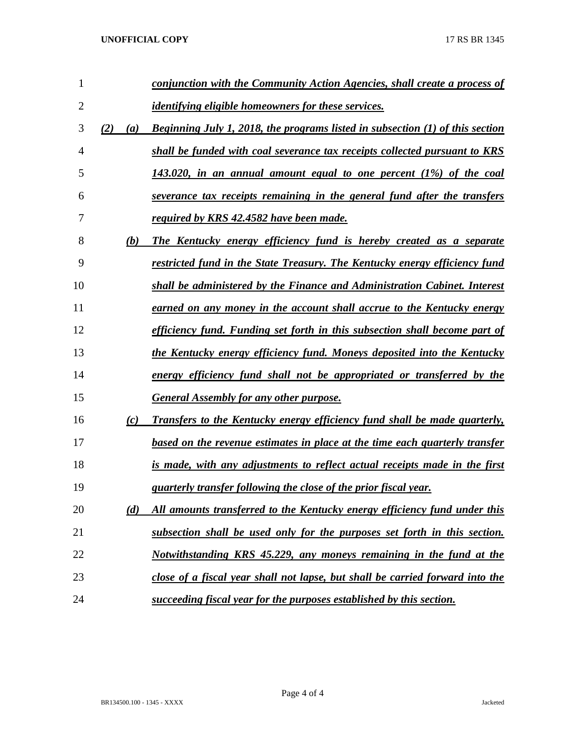*conjunction with the Community Action Agencies, shall create a process of identifying eligible homeowners for these services.*

*(2) (a) Beginning July 1, 2018, the programs listed in subsection (1) of this section shall be funded with coal severance tax receipts collected pursuant to KRS 143.020, in an annual amount equal to one percent (1%) of the coal severance tax receipts remaining in the general fund after the transfers required by KRS 42.4582 have been made.*

*(b) The Kentucky energy efficiency fund is hereby created as a separate restricted fund in the State Treasury. The Kentucky energy efficiency fund shall be administered by the Finance and Administration Cabinet. Interest earned on any money in the account shall accrue to the Kentucky energy efficiency fund. Funding set forth in this subsection shall become part of the Kentucky energy efficiency fund. Moneys deposited into the Kentucky energy efficiency fund shall not be appropriated or transferred by the General Assembly for any other purpose.*

*(c) Transfers to the Kentucky energy efficiency fund shall be made quarterly, based on the revenue estimates in place at the time each quarterly transfer is made, with any adjustments to reflect actual receipts made in the first quarterly transfer following the close of the prior fiscal year.*

*(d) All amounts transferred to the Kentucky energy efficiency fund under this subsection shall be used only for the purposes set forth in this section. Notwithstanding KRS 45.229, any moneys remaining in the fund at the close of a fiscal year shall not lapse, but shall be carried forward into the succeeding fiscal year for the purposes established by this section.*